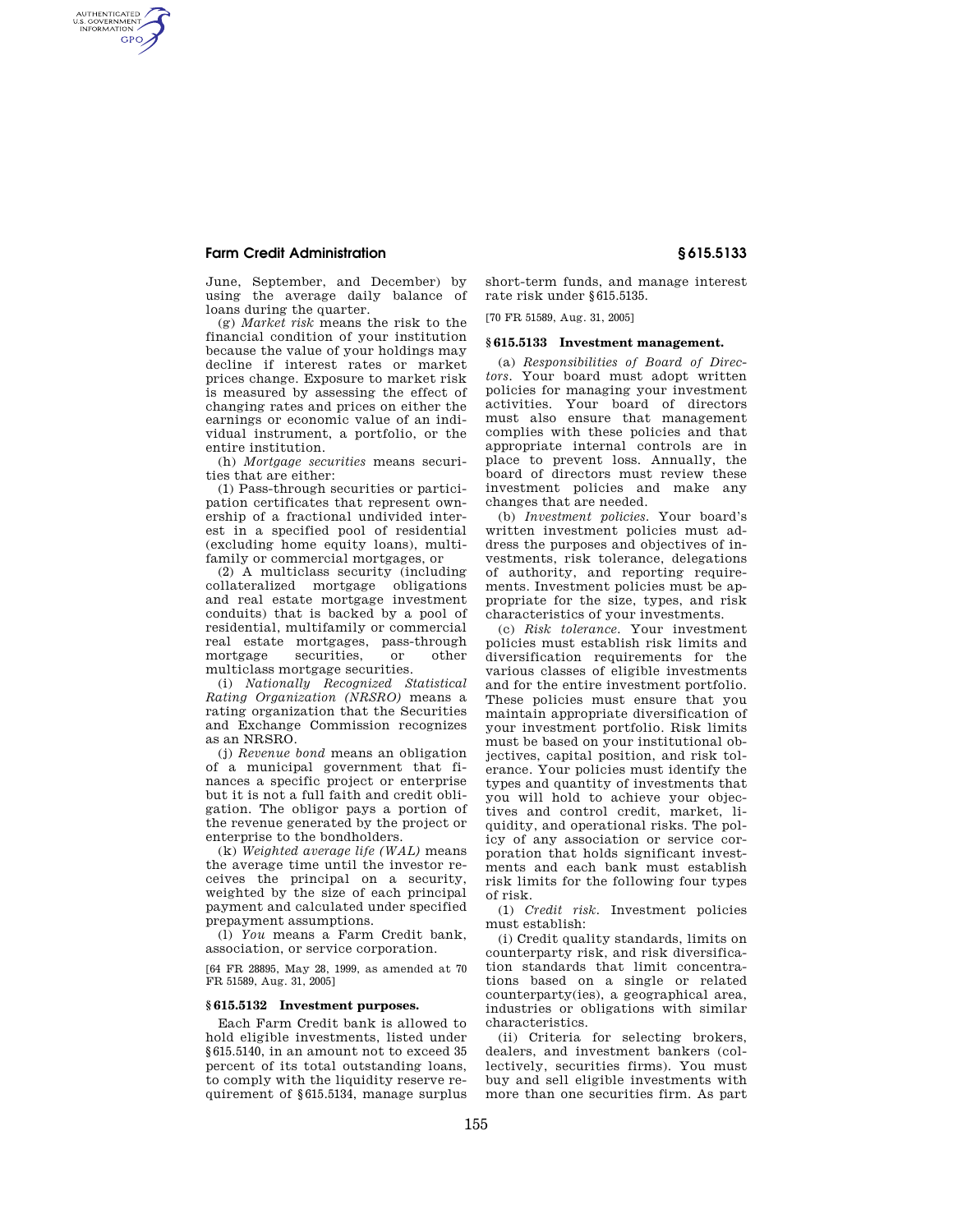June, September, and December) by using the average daily balance of loans during the quarter.

(g) *Market risk* means the risk to the financial condition of your institution because the value of your holdings may decline if interest rates or market prices change. Exposure to market risk is measured by assessing the effect of changing rates and prices on either the earnings or economic value of an individual instrument, a portfolio, or the entire institution.

(h) *Mortgage securities* means securities that are either:

(1) Pass-through securities or participation certificates that represent ownership of a fractional undivided interest in a specified pool of residential (excluding home equity loans), multifamily or commercial mortgages, or

(2) A multiclass security (including collateralized mortgage obligations and real estate mortgage investment conduits) that is backed by a pool of residential, multifamily or commercial real estate mortgages, pass-through mortgage securities, or other multiclass mortgage securities.

(i) *Nationally Recognized Statistical Rating Organization (NRSRO)* means a rating organization that the Securities and Exchange Commission recognizes as an NRSRO.

(j) *Revenue bond* means an obligation of a municipal government that finances a specific project or enterprise but it is not a full faith and credit obligation. The obligor pays a portion of the revenue generated by the project or enterprise to the bondholders.

(k) *Weighted average life (WAL)* means the average time until the investor receives the principal on a security, weighted by the size of each principal payment and calculated under specified prepayment assumptions.

(l) *You* means a Farm Credit bank, association, or service corporation.

[64 FR 28895, May 28, 1999, as amended at 70 FR 51589, Aug. 31, 2005]

### § 615.5132 Investment purposes.

Each Farm Credit bank is allowed to hold eligible investments, listed under §615.5140, in an amount not to exceed 35 percent of its total outstanding loans, to comply with the liquidity reserve requirement of §615.5134, manage surplus short-term funds, and manage interest rate risk under §615.5135.

[70 FR 51589, Aug. 31, 2005]

### § 615.5133 Investment management.

(a) *Responsibilities of Board of Directors.* Your board must adopt written policies for managing your investment activities. Your board of directors must also ensure that management complies with these policies and that appropriate internal controls are in place to prevent loss. Annually, the board of directors must review these investment policies and make any changes that are needed.

(b) *Investment policies.* Your board's written investment policies must address the purposes and objectives of investments, risk tolerance, delegations of authority, and reporting requirements. Investment policies must be appropriate for the size, types, and risk characteristics of your investments.

(c) *Risk tolerance.* Your investment policies must establish risk limits and diversification requirements for the various classes of eligible investments and for the entire investment portfolio. These policies must ensure that you maintain appropriate diversification of your investment portfolio. Risk limits must be based on your institutional objectives, capital position, and risk tolerance. Your policies must identify the types and quantity of investments that you will hold to achieve your objectives and control credit, market, liquidity, and operational risks. The policy of any association or service corporation that holds significant investments and each bank must establish risk limits for the following four types of risk.

(1) *Credit risk.* Investment policies must establish:

(i) Credit quality standards, limits on counterparty risk, and risk diversification standards that limit concentrations based on a single or related counterparty(ies), a geographical area, industries or obligations with similar characteristics.

(ii) Criteria for selecting brokers, dealers, and investment bankers (collectively, securities firms). You must buy and sell eligible investments with more than one securities firm. As part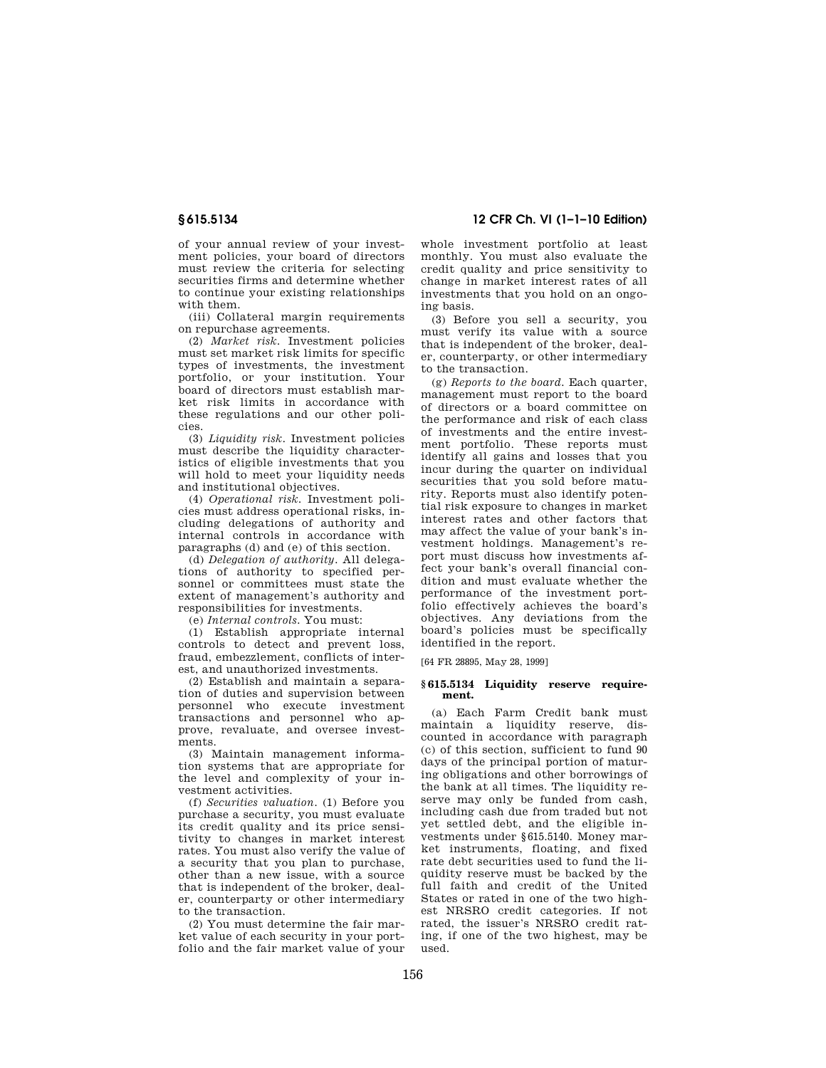of your annual review of your investment policies, your board of directors must review the criteria for selecting securities firms and determine whether to continue your existing relationships with them.

(iii) Collateral margin requirements on repurchase agreements.

(2) *Market risk.* Investment policies must set market risk limits for specific types of investments, the investment portfolio, or your institution. Your board of directors must establish market risk limits in accordance with these regulations and our other policies.

(3) *Liquidity risk.* Investment policies must describe the liquidity characteristics of eligible investments that you will hold to meet your liquidity needs and institutional objectives.

(4) *Operational risk.* Investment policies must address operational risks, including delegations of authority and internal controls in accordance with paragraphs (d) and (e) of this section.

(d) *Delegation of authority.* All delegations of authority to specified personnel or committees must state the extent of management's authority and responsibilities for investments.

(e) *Internal controls.* You must:

(1) Establish appropriate internal controls to detect and prevent loss, fraud, embezzlement, conflicts of interest, and unauthorized investments.

(2) Establish and maintain a separation of duties and supervision between personnel who execute investment transactions and personnel who approve, revaluate, and oversee investments.

(3) Maintain management information systems that are appropriate for the level and complexity of your investment activities.

(f) *Securities valuation.* (1) Before you purchase a security, you must evaluate its credit quality and its price sensitivity to changes in market interest rates. You must also verify the value of a security that you plan to purchase, other than a new issue, with a source that is independent of the broker, dealer, counterparty or other intermediary to the transaction.

(2) You must determine the fair market value of each security in your portfolio and the fair market value of your whole investment portfolio at least monthly. You must also evaluate the credit quality and price sensitivity to change in market interest rates of all investments that you hold on an ongoing basis.

(3) Before you sell a security, you must verify its value with a source that is independent of the broker, dealer, counterparty, or other intermediary to the transaction.

(g) *Reports to the board.* Each quarter, management must report to the board of directors or a board committee on the performance and risk of each class of investments and the entire investment portfolio. These reports must identify all gains and losses that you incur during the quarter on individual securities that you sold before maturity. Reports must also identify potential risk exposure to changes in market interest rates and other factors that may affect the value of your bank's investment holdings. Management's report must discuss how investments affect your bank's overall financial condition and must evaluate whether the performance of the investment portfolio effectively achieves the board's objectives. Any deviations from the board's policies must be specifically identified in the report.

[64 FR 28895, May 28, 1999]

## § 615.5134 Liquidity reserve requirement.

(a) Each Farm Credit bank must maintain a liquidity reserve, discounted in accordance with paragraph (c) of this section, sufficient to fund 90 days of the principal portion of maturing obligations and other borrowings of the bank at all times. The liquidity reserve may only be funded from cash, including cash due from traded but not yet settled debt, and the eligible investments under § 615.5140. Money market instruments, floating, and fixed rate debt securities used to fund the liquidity reserve must be backed by the full faith and credit of the United States or rated in one of the two highest NRSRO credit categories. If not rated, the issuer's NRSRO credit rating, if one of the two highest, may be used.